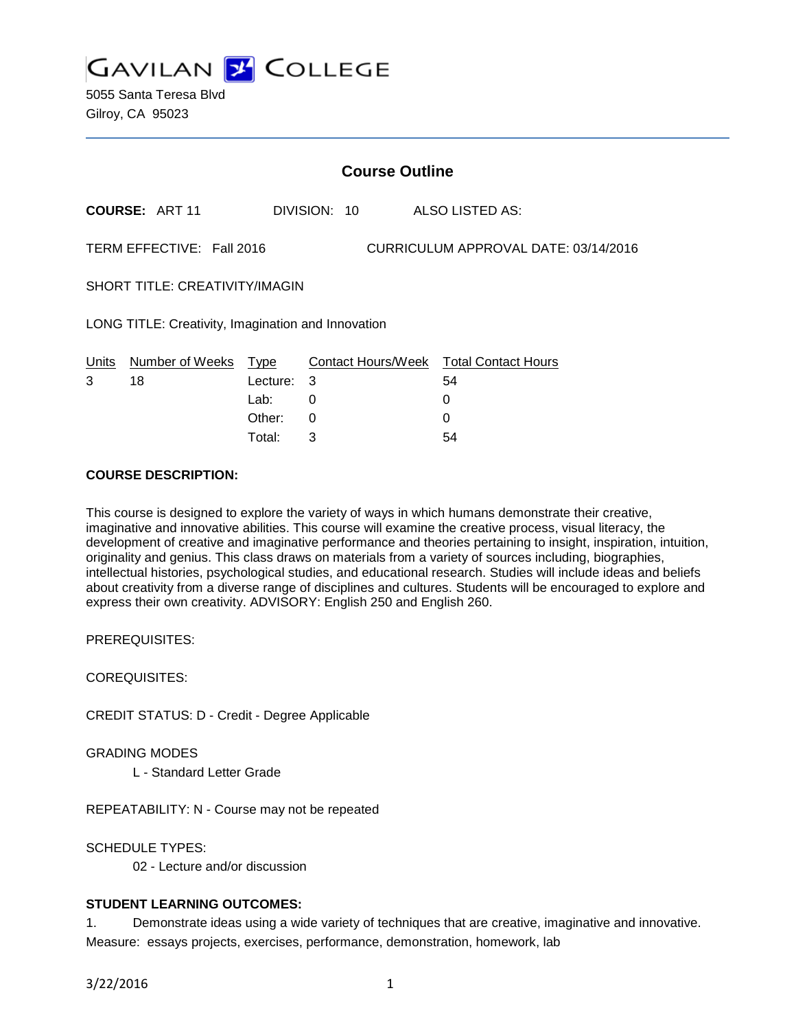# GAVILAN COLLEGE

5055 Santa Teresa Blvd
Gilroy, CA 95023

## Course Outline

**COURSE:** ART 11 DIVISION: 10 ALSO LISTED AS:

TERM EFFECTIVE: Fall 2016 CURRICULUM APPROVAL DATE: 03/14/2016

SHORT TITLE: CREATIVITY/IMAGIN

LONG TITLE: Creativity, Imagination and Innovation

| Units | Number of Weeks | Type | Contact Hours/Week | Total Contact Hours |
|---|---|---|---|---|
| 3 | 18 | Lecture: | 3 | 54 |
| | | Lab: | 0 | 0 |
| | | Other: | 0 | 0 |
| | | Total: | 3 | 54 |

**COURSE DESCRIPTION:**

This course is designed to explore the variety of ways in which humans demonstrate their creative, imaginative and innovative abilities. This course will examine the creative process, visual literacy, the development of creative and imaginative performance and theories pertaining to insight, inspiration, intuition, originality and genius. This class draws on materials from a variety of sources including, biographies, intellectual histories, psychological studies, and educational research. Studies will include ideas and beliefs about creativity from a diverse range of disciplines and cultures. Students will be encouraged to explore and express their own creativity. ADVISORY: English 250 and English 260.

PREREQUISITES:

COREQUISITES:

CREDIT STATUS: D - Credit - Degree Applicable

GRADING MODES

L - Standard Letter Grade

REPEATABILITY: N - Course may not be repeated

SCHEDULE TYPES:

02 - Lecture and/or discussion

**STUDENT LEARNING OUTCOMES:**

1. Demonstrate ideas using a wide variety of techniques that are creative, imaginative and innovative.

Measure: essays projects, exercises, performance, demonstration, homework, lab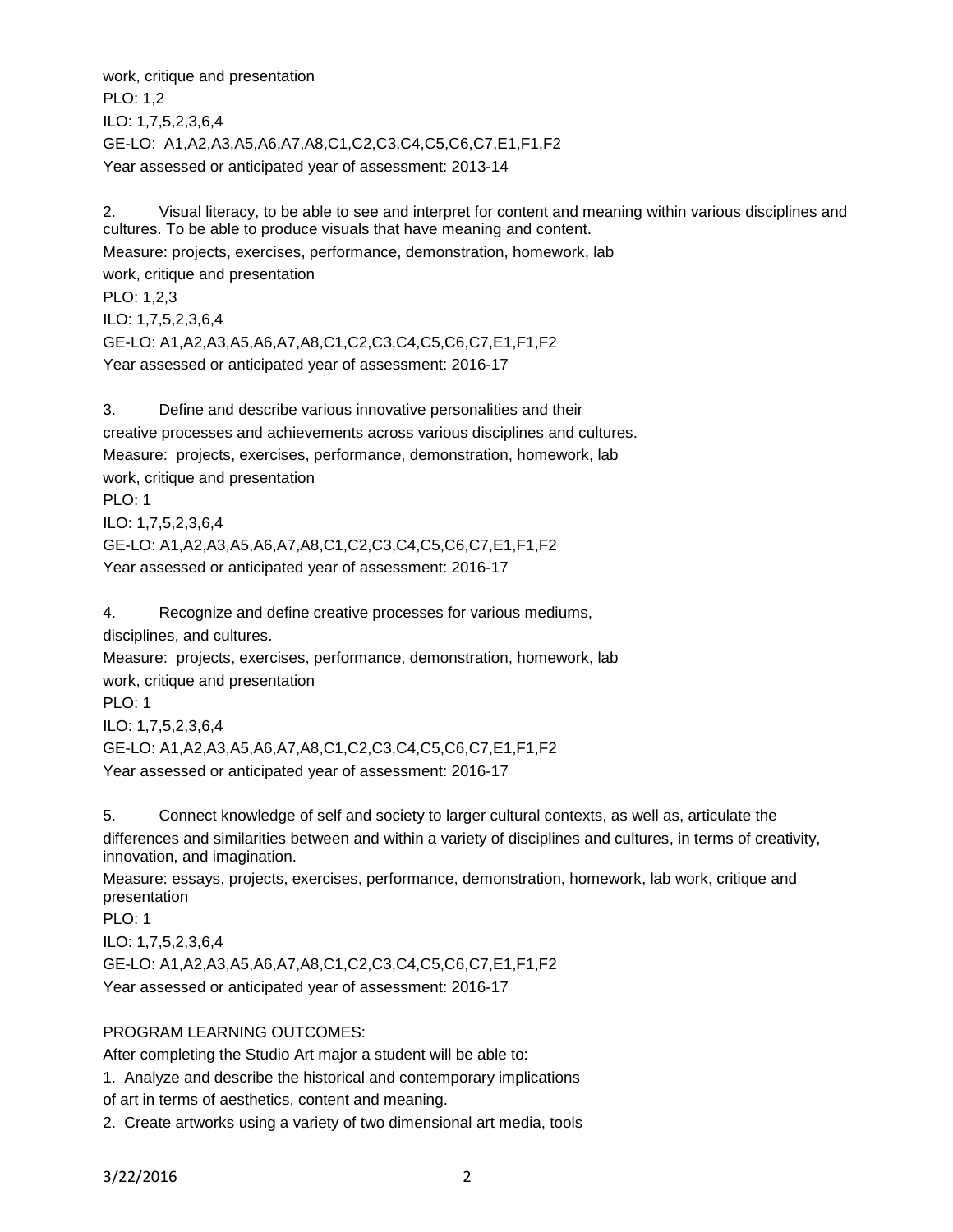work, critique and presentation
PLO: 1,2
ILO: 1,7,5,2,3,6,4
GE-LO: A1,A2,A3,A5,A6,A7,A8,C1,C2,C3,C4,C5,C6,C7,E1,F1,F2
Year assessed or anticipated year of assessment: 2013-14

2. Visual literacy, to be able to see and interpret for content and meaning within various disciplines and cultures. To be able to produce visuals that have meaning and content.
Measure: projects, exercises, performance, demonstration, homework, lab work, critique and presentation
PLO: 1,2,3
ILO: 1,7,5,2,3,6,4
GE-LO: A1,A2,A3,A5,A6,A7,A8,C1,C2,C3,C4,C5,C6,C7,E1,F1,F2
Year assessed or anticipated year of assessment: 2016-17

3. Define and describe various innovative personalities and their creative processes and achievements across various disciplines and cultures.
Measure: projects, exercises, performance, demonstration, homework, lab work, critique and presentation
PLO: 1
ILO: 1,7,5,2,3,6,4
GE-LO: A1,A2,A3,A5,A6,A7,A8,C1,C2,C3,C4,C5,C6,C7,E1,F1,F2
Year assessed or anticipated year of assessment: 2016-17

4. Recognize and define creative processes for various mediums, disciplines, and cultures.
Measure: projects, exercises, performance, demonstration, homework, lab work, critique and presentation
PLO: 1
ILO: 1,7,5,2,3,6,4
GE-LO: A1,A2,A3,A5,A6,A7,A8,C1,C2,C3,C4,C5,C6,C7,E1,F1,F2
Year assessed or anticipated year of assessment: 2016-17

5. Connect knowledge of self and society to larger cultural contexts, as well as, articulate the differences and similarities between and within a variety of disciplines and cultures, in terms of creativity, innovation, and imagination.
Measure: essays, projects, exercises, performance, demonstration, homework, lab work, critique and presentation
PLO: 1
ILO: 1,7,5,2,3,6,4
GE-LO: A1,A2,A3,A5,A6,A7,A8,C1,C2,C3,C4,C5,C6,C7,E1,F1,F2
Year assessed or anticipated year of assessment: 2016-17

PROGRAM LEARNING OUTCOMES:
After completing the Studio Art major a student will be able to:
1. Analyze and describe the historical and contemporary implications of art in terms of aesthetics, content and meaning.
2. Create artworks using a variety of two dimensional art media, tools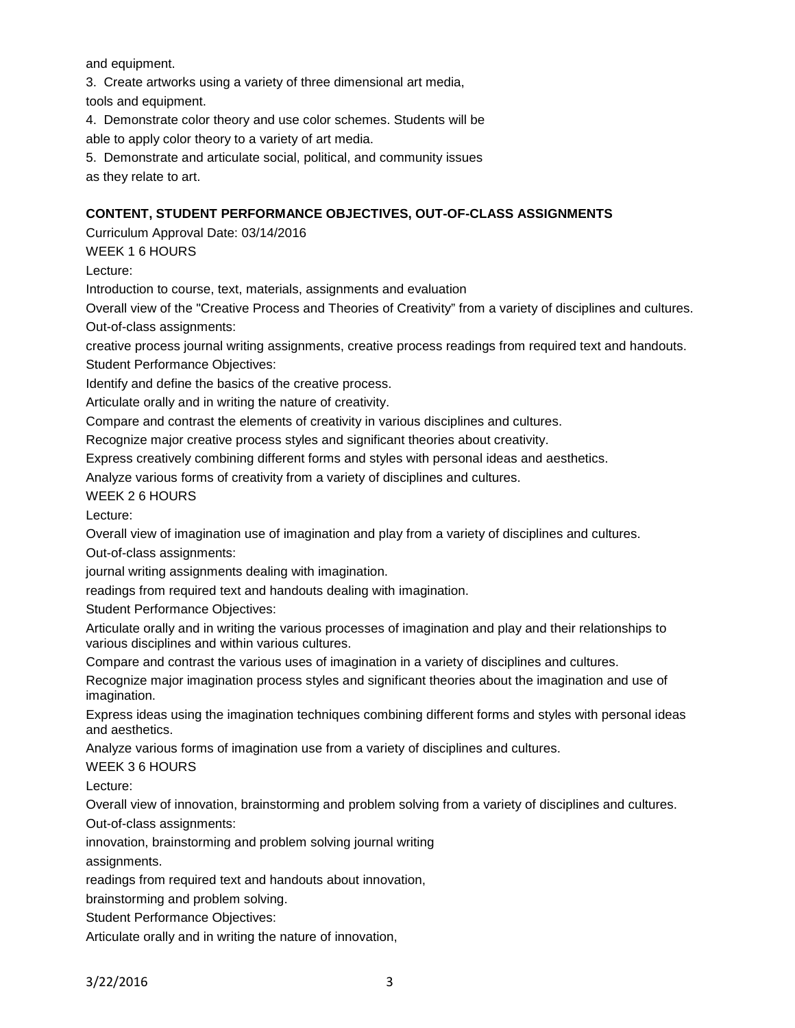and equipment.

3. Create artworks using a variety of three dimensional art media, tools and equipment.
4. Demonstrate color theory and use color schemes. Students will be able to apply color theory to a variety of art media.
5. Demonstrate and articulate social, political, and community issues as they relate to art.

**CONTENT, STUDENT PERFORMANCE OBJECTIVES, OUT-OF-CLASS ASSIGNMENTS**

Curriculum Approval Date: 03/14/2016

WEEK 1 6 HOURS

Lecture:

Introduction to course, text, materials, assignments and evaluation

Overall view of the "Creative Process and Theories of Creativity" from a variety of disciplines and cultures.

Out-of-class assignments:

creative process journal writing assignments, creative process readings from required text and handouts.

Student Performance Objectives:

Identify and define the basics of the creative process.

Articulate orally and in writing the nature of creativity.

Compare and contrast the elements of creativity in various disciplines and cultures.

Recognize major creative process styles and significant theories about creativity.

Express creatively combining different forms and styles with personal ideas and aesthetics.

Analyze various forms of creativity from a variety of disciplines and cultures.

WEEK 2 6 HOURS

Lecture:

Overall view of imagination use of imagination and play from a variety of disciplines and cultures.

Out-of-class assignments:

journal writing assignments dealing with imagination.

readings from required text and handouts dealing with imagination.

Student Performance Objectives:

Articulate orally and in writing the various processes of imagination and play and their relationships to various disciplines and within various cultures.

Compare and contrast the various uses of imagination in a variety of disciplines and cultures.

Recognize major imagination process styles and significant theories about the imagination and use of imagination.

Express ideas using the imagination techniques combining different forms and styles with personal ideas and aesthetics.

Analyze various forms of imagination use from a variety of disciplines and cultures.

WEEK 3 6 HOURS

Lecture:

Overall view of innovation, brainstorming and problem solving from a variety of disciplines and cultures.

Out-of-class assignments:

innovation, brainstorming and problem solving journal writing assignments.

readings from required text and handouts about innovation, brainstorming and problem solving.

Student Performance Objectives:

Articulate orally and in writing the nature of innovation,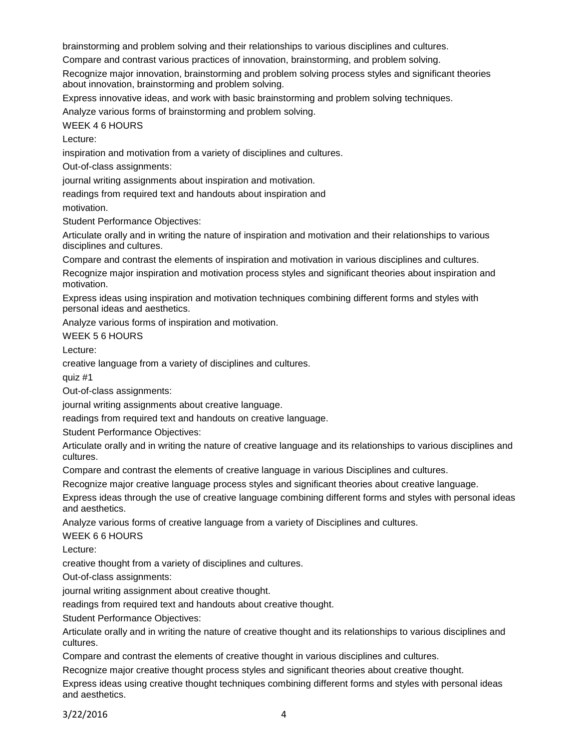brainstorming and problem solving and their relationships to various disciplines and cultures.

Compare and contrast various practices of innovation, brainstorming, and problem solving.

Recognize major innovation, brainstorming and problem solving process styles and significant theories about innovation, brainstorming and problem solving.

Express innovative ideas, and work with basic brainstorming and problem solving techniques.

Analyze various forms of brainstorming and problem solving.

WEEK 4 6 HOURS

Lecture:

inspiration and motivation from a variety of disciplines and cultures.

Out-of-class assignments:

journal writing assignments about inspiration and motivation.

readings from required text and handouts about inspiration and

motivation.

Student Performance Objectives:

Articulate orally and in writing the nature of inspiration and motivation and their relationships to various disciplines and cultures.

Compare and contrast the elements of inspiration and motivation in various disciplines and cultures.

Recognize major inspiration and motivation process styles and significant theories about inspiration and motivation.

Express ideas using inspiration and motivation techniques combining different forms and styles with personal ideas and aesthetics.

Analyze various forms of inspiration and motivation.

WEEK 5 6 HOURS

Lecture:

creative language from a variety of disciplines and cultures.

quiz #1

Out-of-class assignments:

journal writing assignments about creative language.

readings from required text and handouts on creative language.

Student Performance Objectives:

Articulate orally and in writing the nature of creative language and its relationships to various disciplines and cultures.

Compare and contrast the elements of creative language in various Disciplines and cultures.

Recognize major creative language process styles and significant theories about creative language.

Express ideas through the use of creative language combining different forms and styles with personal ideas and aesthetics.

Analyze various forms of creative language from a variety of Disciplines and cultures.

WEEK 6 6 HOURS

Lecture:

creative thought from a variety of disciplines and cultures.

Out-of-class assignments:

journal writing assignment about creative thought.

readings from required text and handouts about creative thought.

Student Performance Objectives:

Articulate orally and in writing the nature of creative thought and its relationships to various disciplines and cultures.

Compare and contrast the elements of creative thought in various disciplines and cultures.

Recognize major creative thought process styles and significant theories about creative thought.

Express ideas using creative thought techniques combining different forms and styles with personal ideas and aesthetics.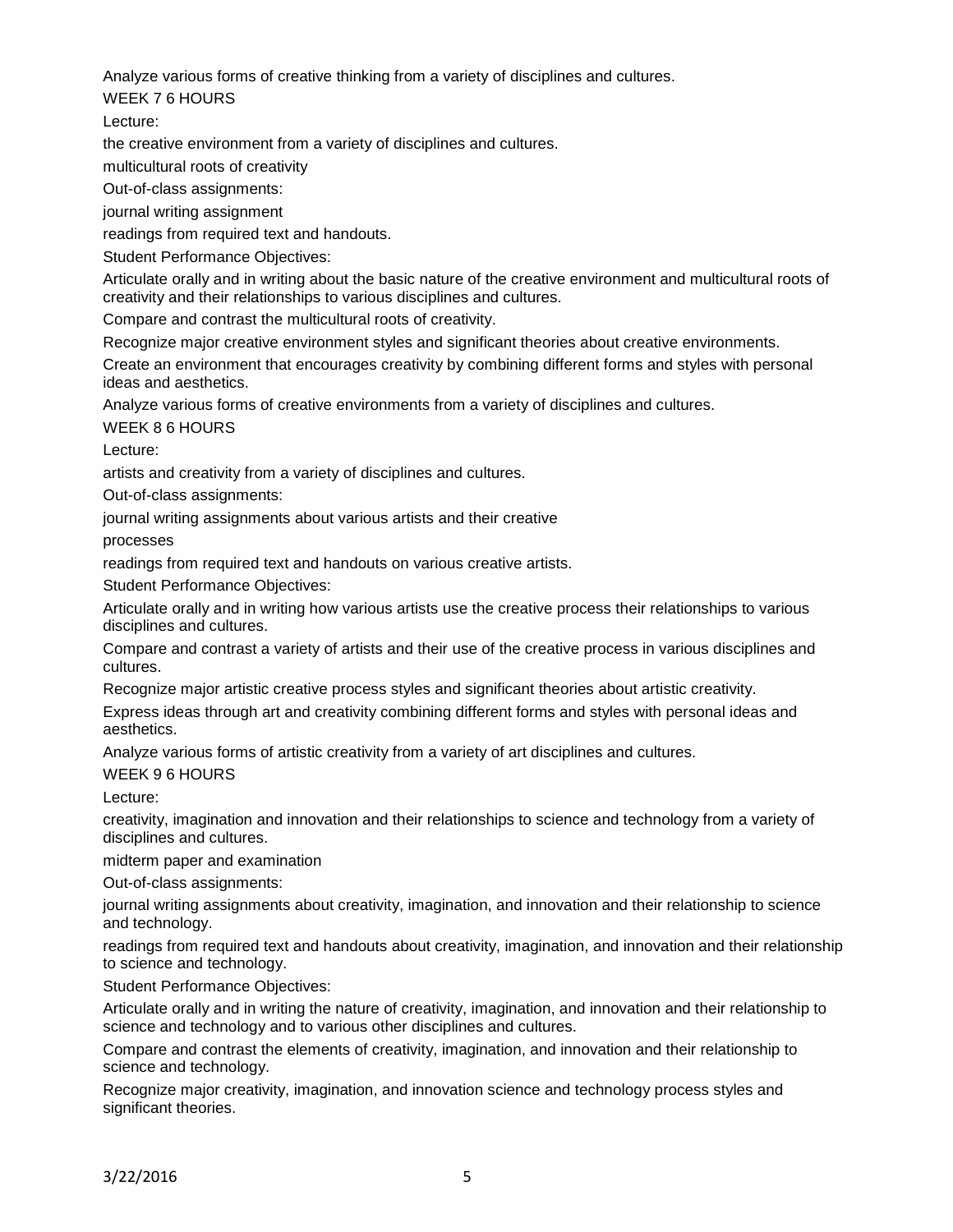Analyze various forms of creative thinking from a variety of disciplines and cultures.

WEEK 7 6 HOURS

Lecture:

the creative environment from a variety of disciplines and cultures.

multicultural roots of creativity

Out-of-class assignments:

journal writing assignment

readings from required text and handouts.

Student Performance Objectives:

Articulate orally and in writing about the basic nature of the creative environment and multicultural roots of creativity and their relationships to various disciplines and cultures.

Compare and contrast the multicultural roots of creativity.

Recognize major creative environment styles and significant theories about creative environments.

Create an environment that encourages creativity by combining different forms and styles with personal ideas and aesthetics.

Analyze various forms of creative environments from a variety of disciplines and cultures.

WEEK 8 6 HOURS

Lecture:

artists and creativity from a variety of disciplines and cultures.

Out-of-class assignments:

journal writing assignments about various artists and their creative processes

readings from required text and handouts on various creative artists.

Student Performance Objectives:

Articulate orally and in writing how various artists use the creative process their relationships to various disciplines and cultures.

Compare and contrast a variety of artists and their use of the creative process in various disciplines and cultures.

Recognize major artistic creative process styles and significant theories about artistic creativity.

Express ideas through art and creativity combining different forms and styles with personal ideas and aesthetics.

Analyze various forms of artistic creativity from a variety of art disciplines and cultures.

WEEK 9 6 HOURS

Lecture:

creativity, imagination and innovation and their relationships to science and technology from a variety of disciplines and cultures.

midterm paper and examination

Out-of-class assignments:

journal writing assignments about creativity, imagination, and innovation and their relationship to science and technology.

readings from required text and handouts about creativity, imagination, and innovation and their relationship to science and technology.

Student Performance Objectives:

Articulate orally and in writing the nature of creativity, imagination, and innovation and their relationship to science and technology and to various other disciplines and cultures.

Compare and contrast the elements of creativity, imagination, and innovation and their relationship to science and technology.

Recognize major creativity, imagination, and innovation science and technology process styles and significant theories.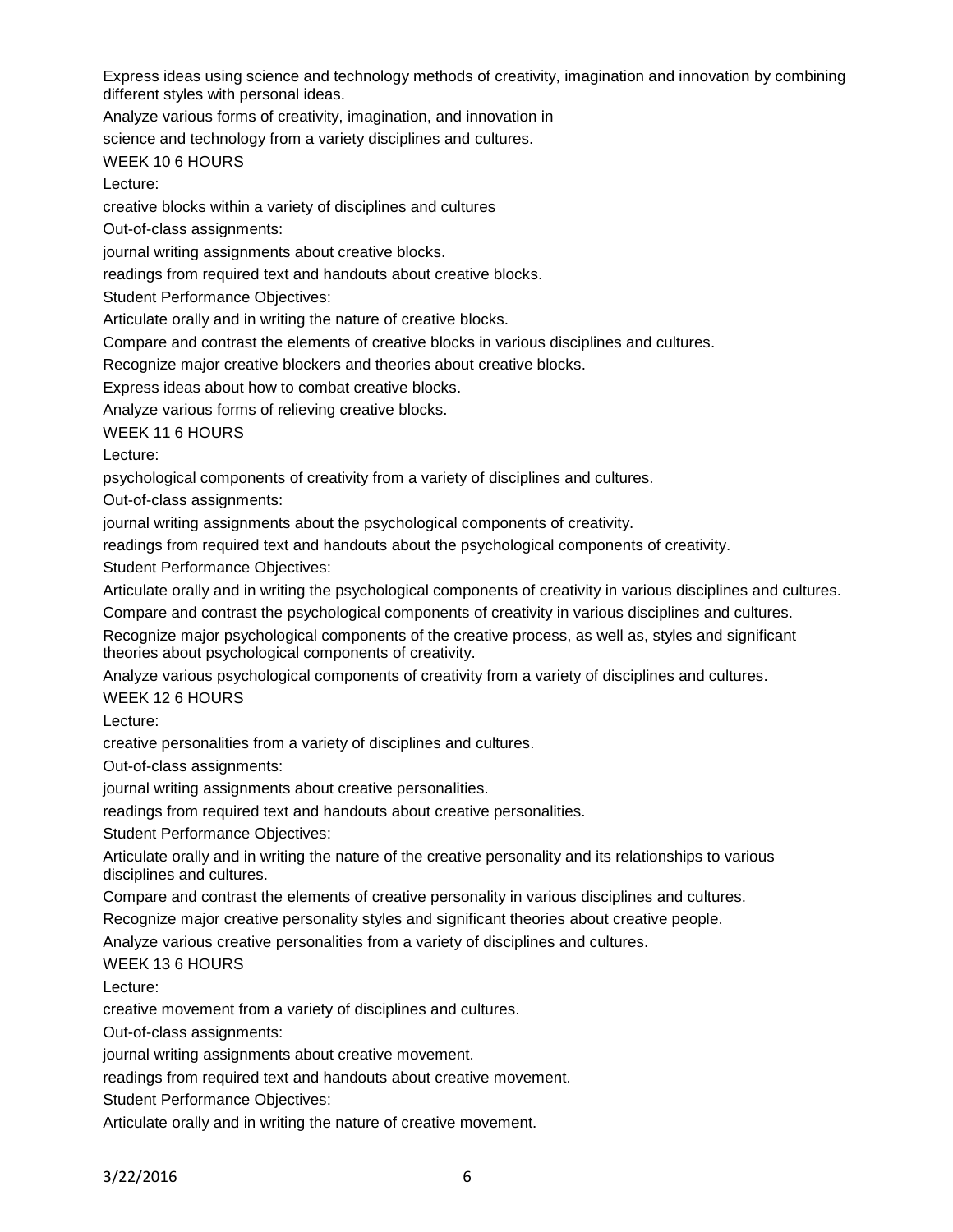Express ideas using science and technology methods of creativity, imagination and innovation by combining different styles with personal ideas.

Analyze various forms of creativity, imagination, and innovation in science and technology from a variety disciplines and cultures.

WEEK 10 6 HOURS

Lecture:

creative blocks within a variety of disciplines and cultures

Out-of-class assignments:

journal writing assignments about creative blocks.

readings from required text and handouts about creative blocks.

Student Performance Objectives:

Articulate orally and in writing the nature of creative blocks.

Compare and contrast the elements of creative blocks in various disciplines and cultures.

Recognize major creative blockers and theories about creative blocks.

Express ideas about how to combat creative blocks.

Analyze various forms of relieving creative blocks.

WEEK 11 6 HOURS

Lecture:

psychological components of creativity from a variety of disciplines and cultures.

Out-of-class assignments:

journal writing assignments about the psychological components of creativity.

readings from required text and handouts about the psychological components of creativity.

Student Performance Objectives:

Articulate orally and in writing the psychological components of creativity in various disciplines and cultures.

Compare and contrast the psychological components of creativity in various disciplines and cultures.

Recognize major psychological components of the creative process, as well as, styles and significant theories about psychological components of creativity.

Analyze various psychological components of creativity from a variety of disciplines and cultures.

WEEK 12 6 HOURS

Lecture:

creative personalities from a variety of disciplines and cultures.

Out-of-class assignments:

journal writing assignments about creative personalities.

readings from required text and handouts about creative personalities.

Student Performance Objectives:

Articulate orally and in writing the nature of the creative personality and its relationships to various disciplines and cultures.

Compare and contrast the elements of creative personality in various disciplines and cultures.

Recognize major creative personality styles and significant theories about creative people.

Analyze various creative personalities from a variety of disciplines and cultures.

WEEK 13 6 HOURS

Lecture:

creative movement from a variety of disciplines and cultures.

Out-of-class assignments:

journal writing assignments about creative movement.

readings from required text and handouts about creative movement.

Student Performance Objectives:

Articulate orally and in writing the nature of creative movement.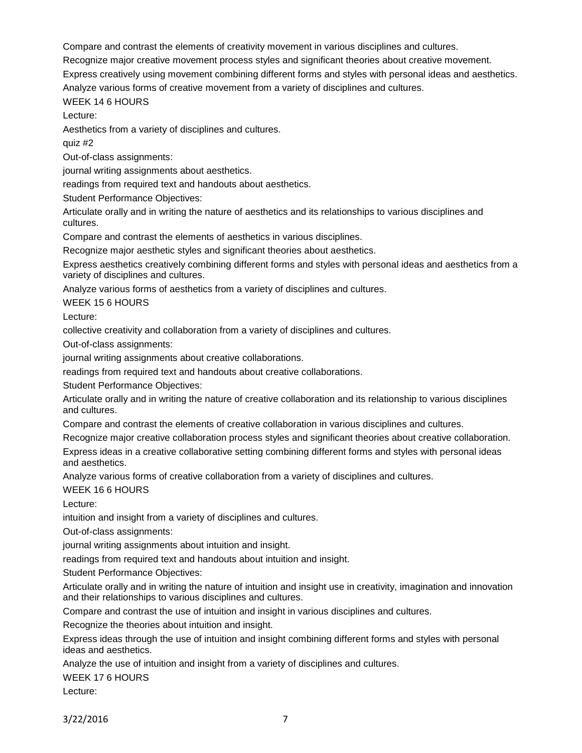Compare and contrast the elements of creativity movement in various disciplines and cultures.

Recognize major creative movement process styles and significant theories about creative movement.

Express creatively using movement combining different forms and styles with personal ideas and aesthetics.

Analyze various forms of creative movement from a variety of disciplines and cultures.

WEEK 14 6 HOURS

Lecture:

Aesthetics from a variety of disciplines and cultures.

quiz #2

Out-of-class assignments:

journal writing assignments about aesthetics.

readings from required text and handouts about aesthetics.

Student Performance Objectives:

Articulate orally and in writing the nature of aesthetics and its relationships to various disciplines and cultures.

Compare and contrast the elements of aesthetics in various disciplines.

Recognize major aesthetic styles and significant theories about aesthetics.

Express aesthetics creatively combining different forms and styles with personal ideas and aesthetics from a variety of disciplines and cultures.

Analyze various forms of aesthetics from a variety of disciplines and cultures.

WEEK 15 6 HOURS

Lecture:

collective creativity and collaboration from a variety of disciplines and cultures.

Out-of-class assignments:

journal writing assignments about creative collaborations.

readings from required text and handouts about creative collaborations.

Student Performance Objectives:

Articulate orally and in writing the nature of creative collaboration and its relationship to various disciplines and cultures.

Compare and contrast the elements of creative collaboration in various disciplines and cultures.

Recognize major creative collaboration process styles and significant theories about creative collaboration.

Express ideas in a creative collaborative setting combining different forms and styles with personal ideas and aesthetics.

Analyze various forms of creative collaboration from a variety of disciplines and cultures.

WEEK 16 6 HOURS

Lecture:

intuition and insight from a variety of disciplines and cultures.

Out-of-class assignments:

journal writing assignments about intuition and insight.

readings from required text and handouts about intuition and insight.

Student Performance Objectives:

Articulate orally and in writing the nature of intuition and insight use in creativity, imagination and innovation and their relationships to various disciplines and cultures.

Compare and contrast the use of intuition and insight in various disciplines and cultures.

Recognize the theories about intuition and insight.

Express ideas through the use of intuition and insight combining different forms and styles with personal ideas and aesthetics.

Analyze the use of intuition and insight from a variety of disciplines and cultures.

WEEK 17 6 HOURS

Lecture: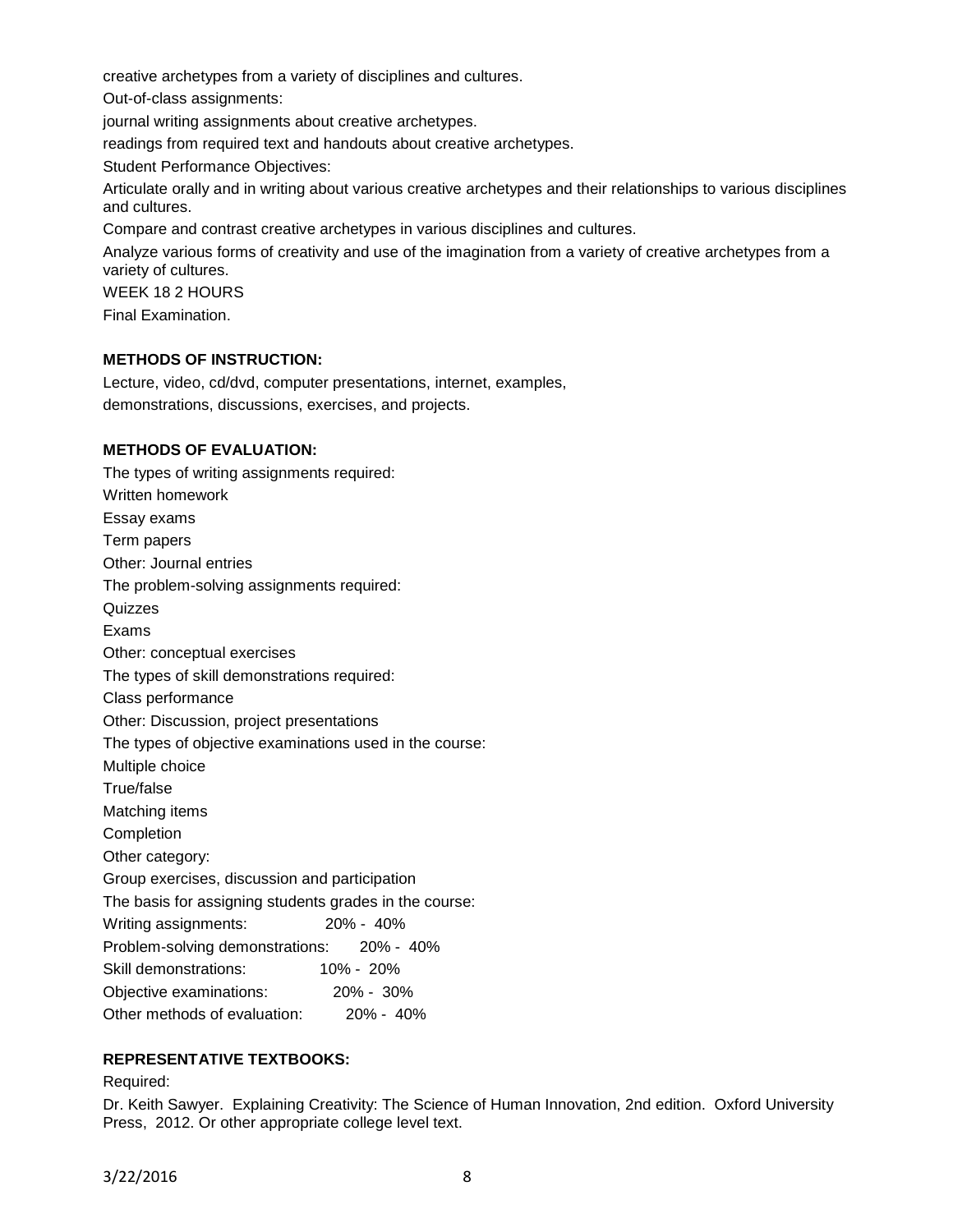creative archetypes from a variety of disciplines and cultures.

Out-of-class assignments:

journal writing assignments about creative archetypes.

readings from required text and handouts about creative archetypes.

Student Performance Objectives:

Articulate orally and in writing about various creative archetypes and their relationships to various disciplines and cultures.

Compare and contrast creative archetypes in various disciplines and cultures.

Analyze various forms of creativity and use of the imagination from a variety of creative archetypes from a variety of cultures.

WEEK 18 2 HOURS

Final Examination.

**METHODS OF INSTRUCTION:**

Lecture, video, cd/dvd, computer presentations, internet, examples, demonstrations, discussions, exercises, and projects.

**METHODS OF EVALUATION:**

The types of writing assignments required:

Written homework

Essay exams

Term papers

Other: Journal entries

The problem-solving assignments required:

Quizzes

Exams

Other: conceptual exercises

The types of skill demonstrations required:

Class performance

Other: Discussion, project presentations

The types of objective examinations used in the course:

Multiple choice

True/false

Matching items

Completion

Other category:

Group exercises, discussion and participation

The basis for assigning students grades in the course:

Writing assignments: 20% - 40%

Problem-solving demonstrations: 20% - 40%

Skill demonstrations: 10% - 20%

Objective examinations: 20% - 30%

Other methods of evaluation: 20% - 40%

**REPRESENTATIVE TEXTBOOKS:**

Required:

Dr. Keith Sawyer. Explaining Creativity: The Science of Human Innovation, 2nd edition. Oxford University Press, 2012. Or other appropriate college level text.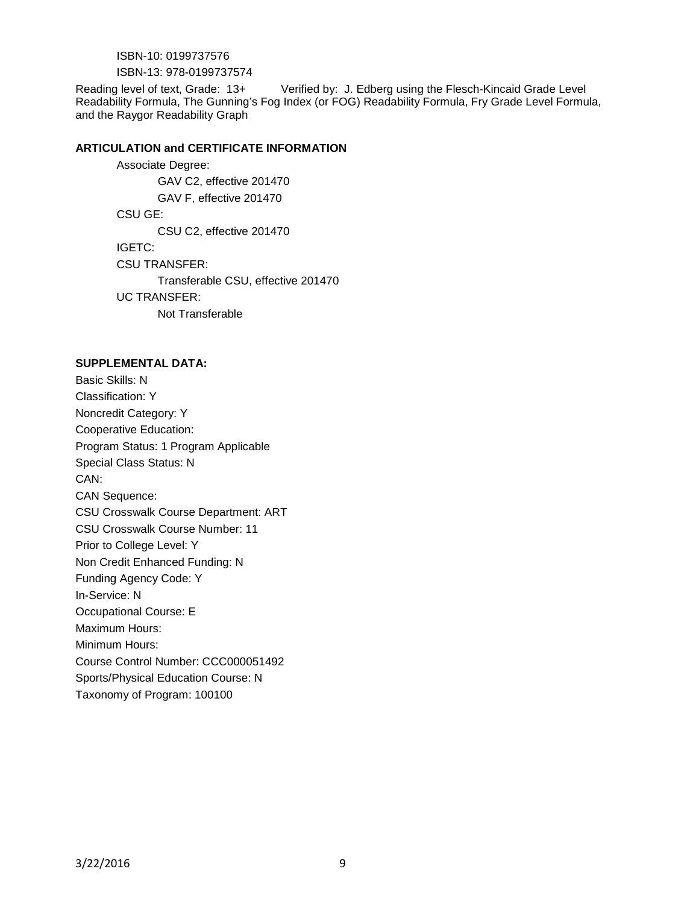ISBN-10: 0199737576

ISBN-13: 978-0199737574

Reading level of text, Grade: 13+ Verified by: J. Edberg using the Flesch-Kincaid Grade Level Readability Formula, The Gunning's Fog Index (or FOG) Readability Formula, Fry Grade Level Formula, and the Raygor Readability Graph

**ARTICULATION and CERTIFICATE INFORMATION**

Associate Degree:

GAV C2, effective 201470

GAV F, effective 201470

CSU GE:

CSU C2, effective 201470

IGETC:

CSU TRANSFER:

Transferable CSU, effective 201470

UC TRANSFER:

Not Transferable

**SUPPLEMENTAL DATA:**

Basic Skills: N

Classification: Y

Noncredit Category: Y

Cooperative Education:

Program Status: 1 Program Applicable

Special Class Status: N

CAN:

CAN Sequence:

CSU Crosswalk Course Department: ART

CSU Crosswalk Course Number: 11

Prior to College Level: Y

Non Credit Enhanced Funding: N

Funding Agency Code: Y

In-Service: N

Occupational Course: E

Maximum Hours:

Minimum Hours:

Course Control Number: CCC000051492

Sports/Physical Education Course: N

Taxonomy of Program: 100100